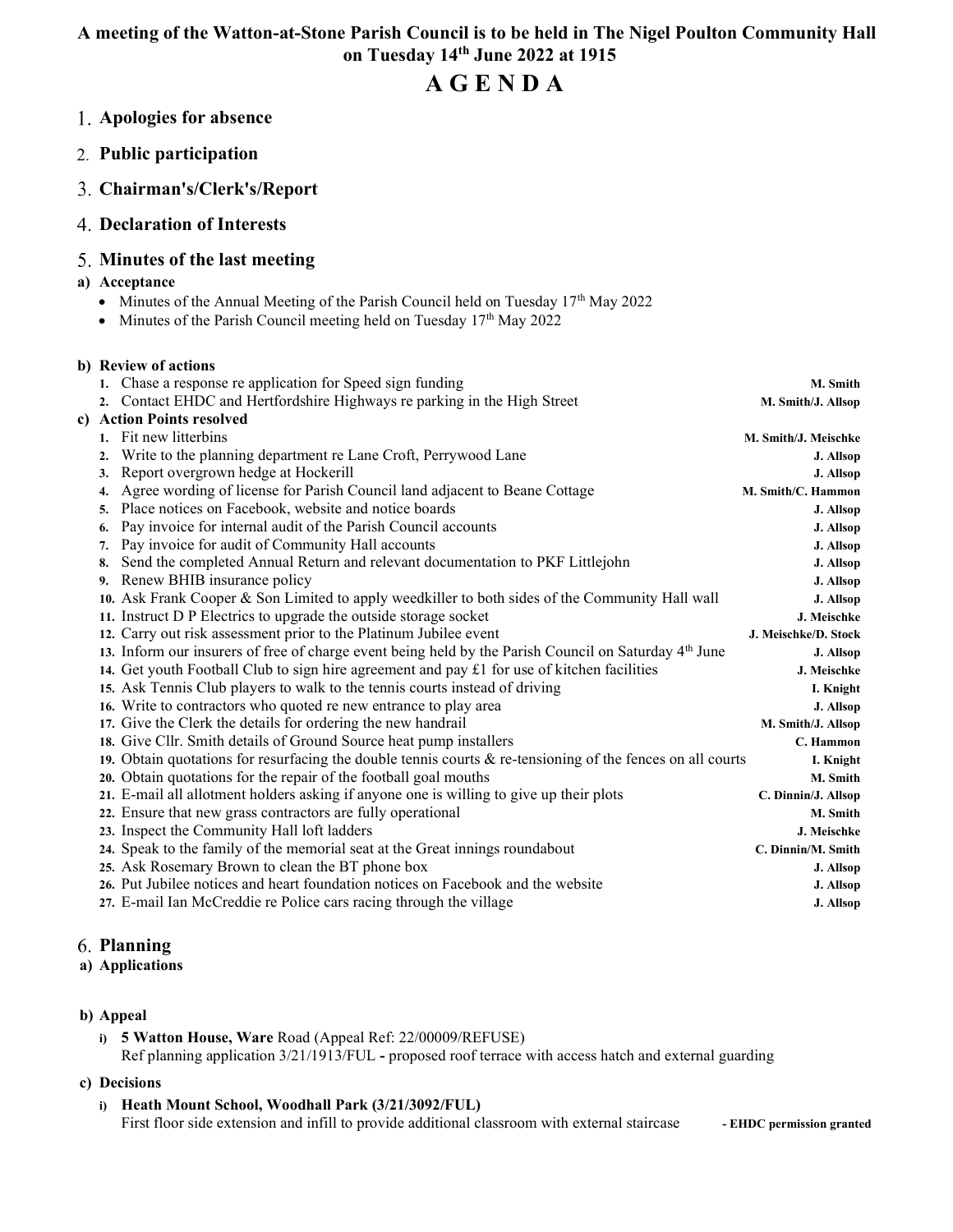# A meeting of the Watton-at-Stone Parish Council is to be held in The Nigel Poulton Community Hall on Tuesday 14th June 2022 at 1915

# A G E N D A

## 1. Apologies for absence

## 2. Public participation

## 3. Chairman's/Clerk's/Report

## 4. Declaration of Interests

## 5. Minutes of the last meeting

**a) Acceptance**

- Minutes of the Annual Meeting of the Parish Council held on Tuesday 17th May 2022
- Minutes of the Parish Council meeting held on Tuesday 17th May 2022

**b) Review of actions**

1. Chase a response re application for Speed sign funding — **M. Smith**
2. Contact EHDC and Hertfordshire Highways re parking in the High Street — **M. Smith/J. Allsop**

**c) Action Points resolved**

1. Fit new litterbins — **M. Smith/J. Meischke**
2. Write to the planning department re Lane Croft, Perrywood Lane — **J. Allsop**
3. Report overgrown hedge at Hockerill — **J. Allsop**
4. Agree wording of license for Parish Council land adjacent to Beane Cottage — **M. Smith/C. Hammon**
5. Place notices on Facebook, website and notice boards — **J. Allsop**
6. Pay invoice for internal audit of the Parish Council accounts — **J. Allsop**
7. Pay invoice for audit of Community Hall accounts — **J. Allsop**
8. Send the completed Annual Return and relevant documentation to PKF Littlejohn — **J. Allsop**
9. Renew BHIB insurance policy — **J. Allsop**
10. Ask Frank Cooper & Son Limited to apply weedkiller to both sides of the Community Hall wall — **J. Allsop**
11. Instruct D P Electrics to upgrade the outside storage socket — **J. Meischke**
12. Carry out risk assessment prior to the Platinum Jubilee event — **J. Meischke/D. Stock**
13. Inform our insurers of free of charge event being held by the Parish Council on Saturday 4th June — **J. Allsop**
14. Get youth Football Club to sign hire agreement and pay £1 for use of kitchen facilities — **J. Meischke**
15. Ask Tennis Club players to walk to the tennis courts instead of driving — **I. Knight**
16. Write to contractors who quoted re new entrance to play area — **J. Allsop**
17. Give the Clerk the details for ordering the new handrail — **M. Smith/J. Allsop**
18. Give Cllr. Smith details of Ground Source heat pump installers — **C. Hammon**
19. Obtain quotations for resurfacing the double tennis courts & re-tensioning of the fences on all courts — **I. Knight**
20. Obtain quotations for the repair of the football goal mouths — **M. Smith**
21. E-mail all allotment holders asking if anyone one is willing to give up their plots — **C. Dinnin/J. Allsop**
22. Ensure that new grass contractors are fully operational — **M. Smith**
23. Inspect the Community Hall loft ladders — **J. Meischke**
24. Speak to the family of the memorial seat at the Great innings roundabout — **C. Dinnin/M. Smith**
25. Ask Rosemary Brown to clean the BT phone box — **J. Allsop**
26. Put Jubilee notices and heart foundation notices on Facebook and the website — **J. Allsop**
27. E-mail Ian McCreddie re Police cars racing through the village — **J. Allsop**

## 6. Planning

**a) Applications**

**b) Appeal**

i) **5 Watton House, Ware** Road (Appeal Ref: 22/00009/REFUSE)
Ref planning application 3/21/1913/FUL **-** proposed roof terrace with access hatch and external guarding

**c) Decisions**

i) **Heath Mount School, Woodhall Park (3/21/3092/FUL)**
First floor side extension and infill to provide additional classroom with external staircase **- EHDC permission granted**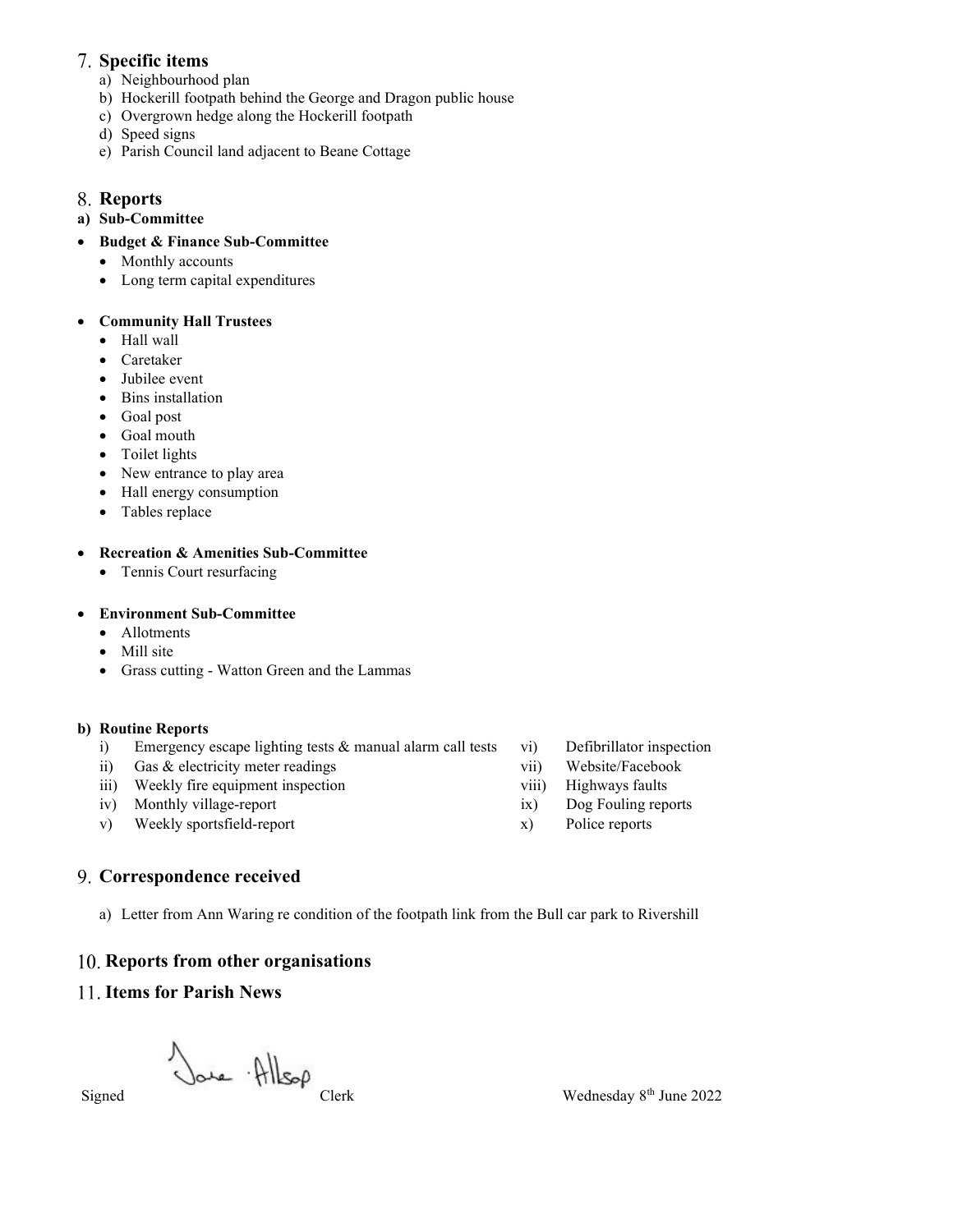## 7. Specific items

a) Neighbourhood plan
b) Hockerill footpath behind the George and Dragon public house
c) Overgrown hedge along the Hockerill footpath
d) Speed signs
e) Parish Council land adjacent to Beane Cottage

## 8. Reports

**a) Sub-Committee**

- **Budget & Finance Sub-Committee**
  - Monthly accounts
  - Long term capital expenditures

- **Community Hall Trustees**
  - Hall wall
  - Caretaker
  - Jubilee event
  - Bins installation
  - Goal post
  - Goal mouth
  - Toilet lights
  - New entrance to play area
  - Hall energy consumption
  - Tables replace

- **Recreation & Amenities Sub-Committee**
  - Tennis Court resurfacing

- **Environment Sub-Committee**
  - Allotments
  - Mill site
  - Grass cutting - Watton Green and the Lammas

**b) Routine Reports**

i) Emergency escape lighting tests & manual alarm call tests
ii) Gas & electricity meter readings
iii) Weekly fire equipment inspection
iv) Monthly village-report
v) Weekly sportsfield-report
vi) Defibrillator inspection
vii) Website/Facebook
viii) Highways faults
ix) Dog Fouling reports
x) Police reports

## 9. Correspondence received

a) Letter from Ann Waring re condition of the footpath link from the Bull car park to Rivershill

## 10. Reports from other organisations

## 11. Items for Parish News

Signed Jane Allsop Clerk

Wednesday 8th June 2022